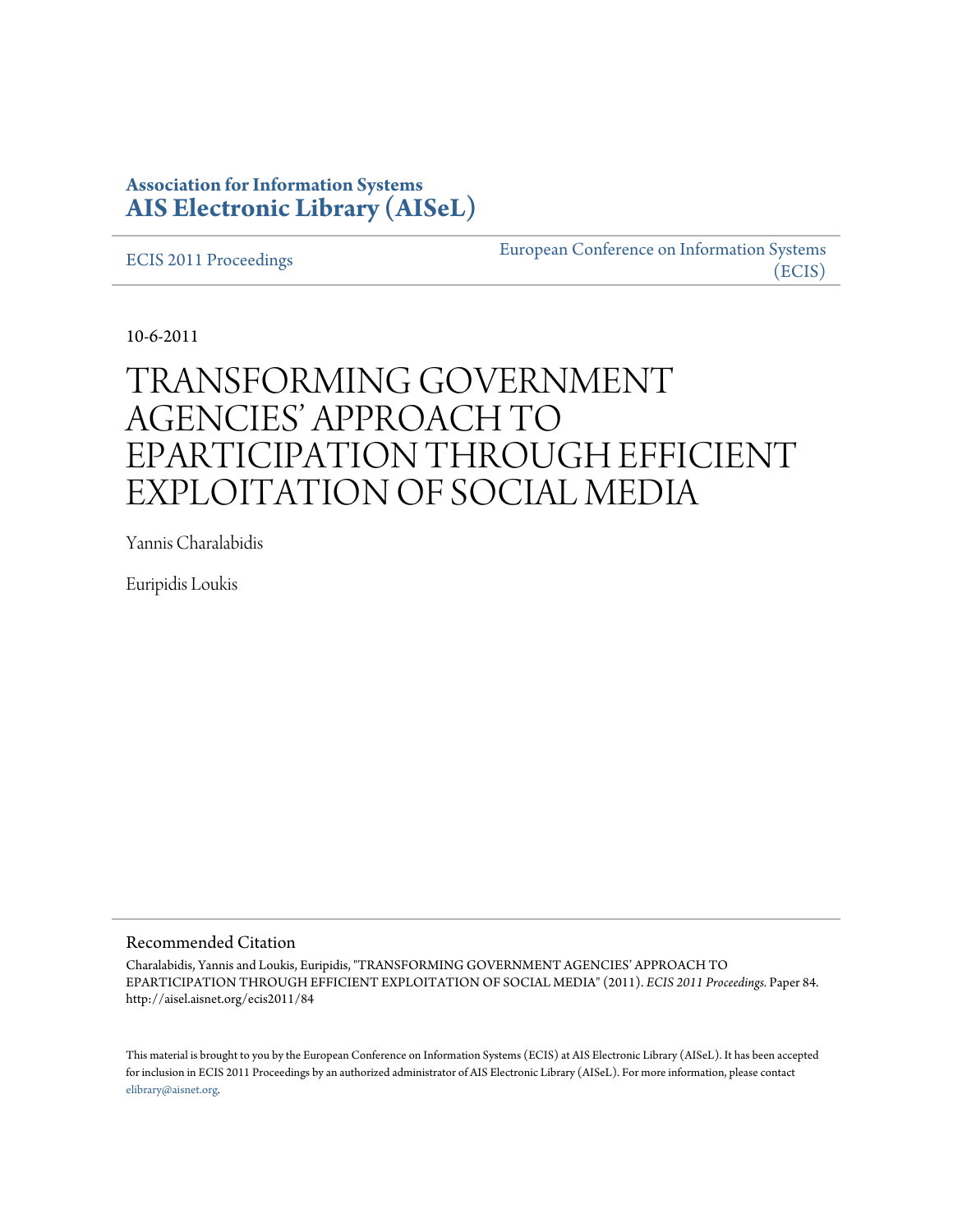**Association for Information Systems**
**AIS Electronic Library (AISeL)**

ECIS 2011 Proceedings

European Conference on Information Systems (ECIS)

10-6-2011

# TRANSFORMING GOVERNMENT AGENCIES' APPROACH TO EPARTICIPATION THROUGH EFFICIENT EXPLOITATION OF SOCIAL MEDIA

Yannis Charalabidis

Euripidis Loukis

## Recommended Citation

Charalabidis, Yannis and Loukis, Euripidis, "TRANSFORMING GOVERNMENT AGENCIES' APPROACH TO EPARTICIPATION THROUGH EFFICIENT EXPLOITATION OF SOCIAL MEDIA" (2011). *ECIS 2011 Proceedings.* Paper 84.
http://aisel.aisnet.org/ecis2011/84

This material is brought to you by the European Conference on Information Systems (ECIS) at AIS Electronic Library (AISeL). It has been accepted for inclusion in ECIS 2011 Proceedings by an authorized administrator of AIS Electronic Library (AISeL). For more information, please contact elibrary@aisnet.org.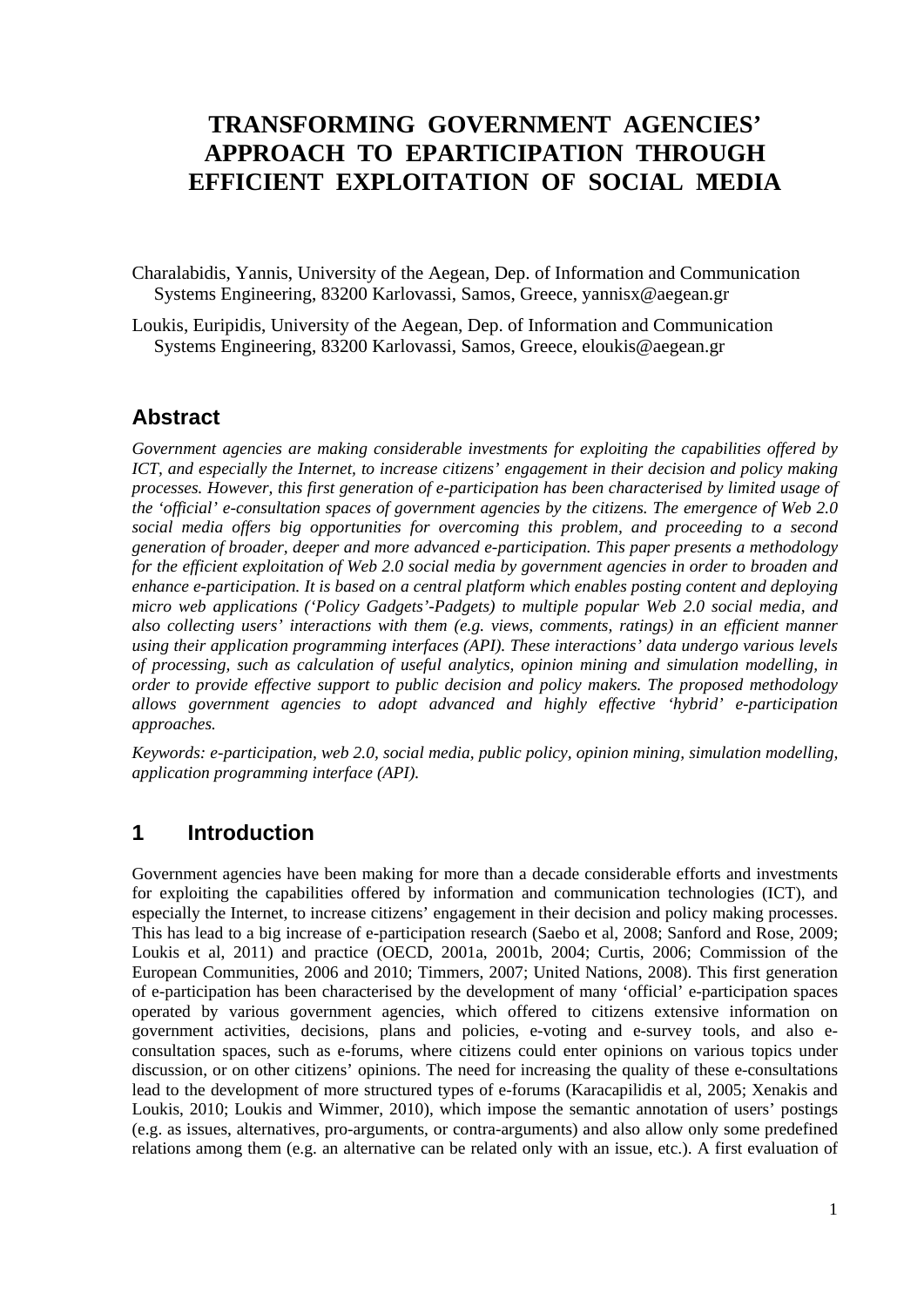# TRANSFORMING GOVERNMENT AGENCIES' APPROACH TO EPARTICIPATION THROUGH EFFICIENT EXPLOITATION OF SOCIAL MEDIA

Charalabidis, Yannis, University of the Aegean, Dep. of Information and Communication Systems Engineering, 83200 Karlovassi, Samos, Greece, yannisx@aegean.gr

Loukis, Euripidis, University of the Aegean, Dep. of Information and Communication Systems Engineering, 83200 Karlovassi, Samos, Greece, eloukis@aegean.gr

## Abstract

*Government agencies are making considerable investments for exploiting the capabilities offered by ICT, and especially the Internet, to increase citizens' engagement in their decision and policy making processes. However, this first generation of e-participation has been characterised by limited usage of the 'official' e-consultation spaces of government agencies by the citizens. The emergence of Web 2.0 social media offers big opportunities for overcoming this problem, and proceeding to a second generation of broader, deeper and more advanced e-participation. This paper presents a methodology for the efficient exploitation of Web 2.0 social media by government agencies in order to broaden and enhance e-participation. It is based on a central platform which enables posting content and deploying micro web applications ('Policy Gadgets'-Padgets) to multiple popular Web 2.0 social media, and also collecting users' interactions with them (e.g. views, comments, ratings) in an efficient manner using their application programming interfaces (API). These interactions' data undergo various levels of processing, such as calculation of useful analytics, opinion mining and simulation modelling, in order to provide effective support to public decision and policy makers. The proposed methodology allows government agencies to adopt advanced and highly effective 'hybrid' e-participation approaches.*

*Keywords: e-participation, web 2.0, social media, public policy, opinion mining, simulation modelling, application programming interface (API).*

## 1 Introduction

Government agencies have been making for more than a decade considerable efforts and investments for exploiting the capabilities offered by information and communication technologies (ICT), and especially the Internet, to increase citizens' engagement in their decision and policy making processes. This has lead to a big increase of e-participation research (Saebo et al, 2008; Sanford and Rose, 2009; Loukis et al, 2011) and practice (OECD, 2001a, 2001b, 2004; Curtis, 2006; Commission of the European Communities, 2006 and 2010; Timmers, 2007; United Nations, 2008). This first generation of e-participation has been characterised by the development of many 'official' e-participation spaces operated by various government agencies, which offered to citizens extensive information on government activities, decisions, plans and policies, e-voting and e-survey tools, and also e-consultation spaces, such as e-forums, where citizens could enter opinions on various topics under discussion, or on other citizens' opinions. The need for increasing the quality of these e-consultations lead to the development of more structured types of e-forums (Karacapilidis et al, 2005; Xenakis and Loukis, 2010; Loukis and Wimmer, 2010), which impose the semantic annotation of users' postings (e.g. as issues, alternatives, pro-arguments, or contra-arguments) and also allow only some predefined relations among them (e.g. an alternative can be related only with an issue, etc.). A first evaluation of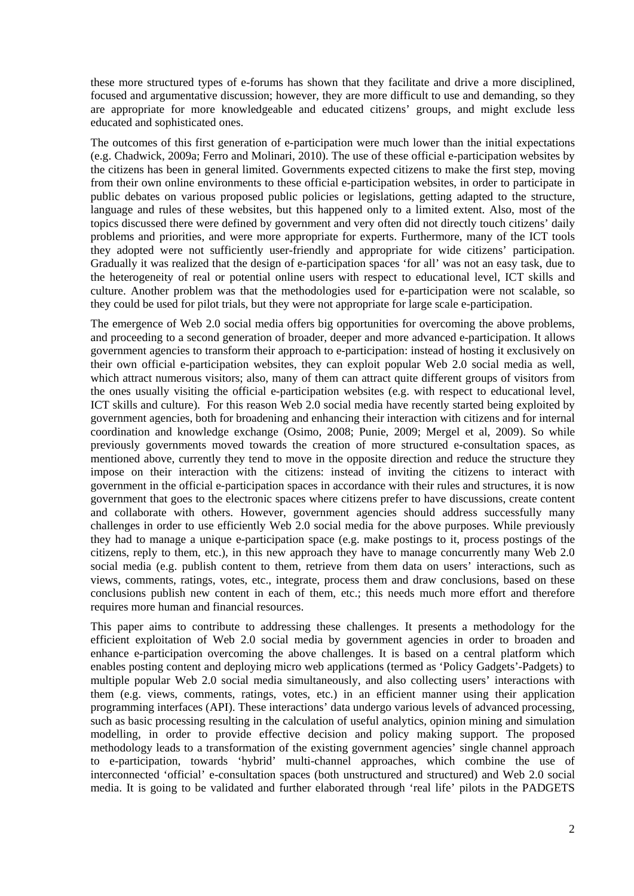these more structured types of e-forums has shown that they facilitate and drive a more disciplined, focused and argumentative discussion; however, they are more difficult to use and demanding, so they are appropriate for more knowledgeable and educated citizens' groups, and might exclude less educated and sophisticated ones.

The outcomes of this first generation of e-participation were much lower than the initial expectations (e.g. Chadwick, 2009a; Ferro and Molinari, 2010). The use of these official e-participation websites by the citizens has been in general limited. Governments expected citizens to make the first step, moving from their own online environments to these official e-participation websites, in order to participate in public debates on various proposed public policies or legislations, getting adapted to the structure, language and rules of these websites, but this happened only to a limited extent. Also, most of the topics discussed there were defined by government and very often did not directly touch citizens' daily problems and priorities, and were more appropriate for experts. Furthermore, many of the ICT tools they adopted were not sufficiently user-friendly and appropriate for wide citizens' participation. Gradually it was realized that the design of e-participation spaces 'for all' was not an easy task, due to the heterogeneity of real or potential online users with respect to educational level, ICT skills and culture. Another problem was that the methodologies used for e-participation were not scalable, so they could be used for pilot trials, but they were not appropriate for large scale e-participation.

The emergence of Web 2.0 social media offers big opportunities for overcoming the above problems, and proceeding to a second generation of broader, deeper and more advanced e-participation. It allows government agencies to transform their approach to e-participation: instead of hosting it exclusively on their own official e-participation websites, they can exploit popular Web 2.0 social media as well, which attract numerous visitors; also, many of them can attract quite different groups of visitors from the ones usually visiting the official e-participation websites (e.g. with respect to educational level, ICT skills and culture). For this reason Web 2.0 social media have recently started being exploited by government agencies, both for broadening and enhancing their interaction with citizens and for internal coordination and knowledge exchange (Osimo, 2008; Punie, 2009; Mergel et al, 2009). So while previously governments moved towards the creation of more structured e-consultation spaces, as mentioned above, currently they tend to move in the opposite direction and reduce the structure they impose on their interaction with the citizens: instead of inviting the citizens to interact with government in the official e-participation spaces in accordance with their rules and structures, it is now government that goes to the electronic spaces where citizens prefer to have discussions, create content and collaborate with others. However, government agencies should address successfully many challenges in order to use efficiently Web 2.0 social media for the above purposes. While previously they had to manage a unique e-participation space (e.g. make postings to it, process postings of the citizens, reply to them, etc.), in this new approach they have to manage concurrently many Web 2.0 social media (e.g. publish content to them, retrieve from them data on users' interactions, such as views, comments, ratings, votes, etc., integrate, process them and draw conclusions, based on these conclusions publish new content in each of them, etc.; this needs much more effort and therefore requires more human and financial resources.

This paper aims to contribute to addressing these challenges. It presents a methodology for the efficient exploitation of Web 2.0 social media by government agencies in order to broaden and enhance e-participation overcoming the above challenges. It is based on a central platform which enables posting content and deploying micro web applications (termed as 'Policy Gadgets'-Padgets) to multiple popular Web 2.0 social media simultaneously, and also collecting users' interactions with them (e.g. views, comments, ratings, votes, etc.) in an efficient manner using their application programming interfaces (API). These interactions' data undergo various levels of advanced processing, such as basic processing resulting in the calculation of useful analytics, opinion mining and simulation modelling, in order to provide effective decision and policy making support. The proposed methodology leads to a transformation of the existing government agencies' single channel approach to e-participation, towards 'hybrid' multi-channel approaches, which combine the use of interconnected 'official' e-consultation spaces (both unstructured and structured) and Web 2.0 social media. It is going to be validated and further elaborated through 'real life' pilots in the PADGETS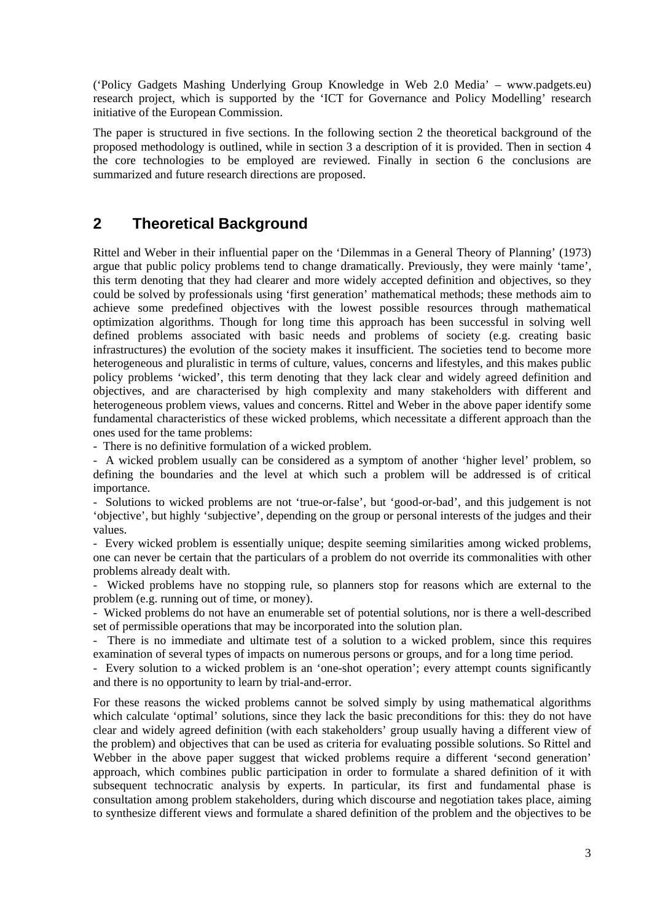(‘Policy Gadgets Mashing Underlying Group Knowledge in Web 2.0 Media’ – www.padgets.eu) research project, which is supported by the ‘ICT for Governance and Policy Modelling’ research initiative of the European Commission.

The paper is structured in five sections. In the following section 2 the theoretical background of the proposed methodology is outlined, while in section 3 a description of it is provided. Then in section 4 the core technologies to be employed are reviewed. Finally in section 6 the conclusions are summarized and future research directions are proposed.

## 2 Theoretical Background

Rittel and Weber in their influential paper on the ‘Dilemmas in a General Theory of Planning’ (1973) argue that public policy problems tend to change dramatically. Previously, they were mainly ‘tame’, this term denoting that they had clearer and more widely accepted definition and objectives, so they could be solved by professionals using ‘first generation’ mathematical methods; these methods aim to achieve some predefined objectives with the lowest possible resources through mathematical optimization algorithms. Though for long time this approach has been successful in solving well defined problems associated with basic needs and problems of society (e.g. creating basic infrastructures) the evolution of the society makes it insufficient. The societies tend to become more heterogeneous and pluralistic in terms of culture, values, concerns and lifestyles, and this makes public policy problems ‘wicked’, this term denoting that they lack clear and widely agreed definition and objectives, and are characterised by high complexity and many stakeholders with different and heterogeneous problem views, values and concerns. Rittel and Weber in the above paper identify some fundamental characteristics of these wicked problems, which necessitate a different approach than the ones used for the tame problems:

- There is no definitive formulation of a wicked problem.
- A wicked problem usually can be considered as a symptom of another ‘higher level’ problem, so defining the boundaries and the level at which such a problem will be addressed is of critical importance.
- Solutions to wicked problems are not ‘true-or-false’, but ‘good-or-bad’, and this judgement is not ‘objective’, but highly ‘subjective’, depending on the group or personal interests of the judges and their values.
- Every wicked problem is essentially unique; despite seeming similarities among wicked problems, one can never be certain that the particulars of a problem do not override its commonalities with other problems already dealt with.
- Wicked problems have no stopping rule, so planners stop for reasons which are external to the problem (e.g. running out of time, or money).
- Wicked problems do not have an enumerable set of potential solutions, nor is there a well-described set of permissible operations that may be incorporated into the solution plan.
- There is no immediate and ultimate test of a solution to a wicked problem, since this requires examination of several types of impacts on numerous persons or groups, and for a long time period.
- Every solution to a wicked problem is an ‘one-shot operation’; every attempt counts significantly and there is no opportunity to learn by trial-and-error.

For these reasons the wicked problems cannot be solved simply by using mathematical algorithms which calculate ‘optimal’ solutions, since they lack the basic preconditions for this: they do not have clear and widely agreed definition (with each stakeholders’ group usually having a different view of the problem) and objectives that can be used as criteria for evaluating possible solutions. So Rittel and Webber in the above paper suggest that wicked problems require a different ‘second generation’ approach, which combines public participation in order to formulate a shared definition of it with subsequent technocratic analysis by experts. In particular, its first and fundamental phase is consultation among problem stakeholders, during which discourse and negotiation takes place, aiming to synthesize different views and formulate a shared definition of the problem and the objectives to be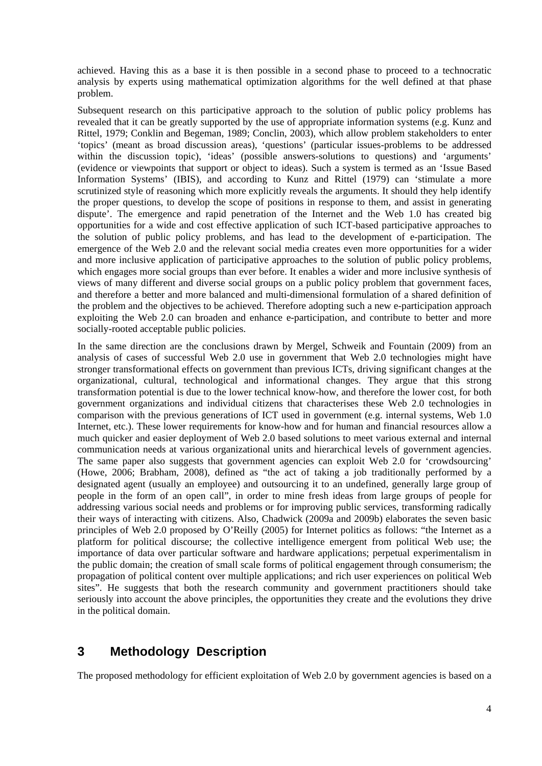achieved. Having this as a base it is then possible in a second phase to proceed to a technocratic analysis by experts using mathematical optimization algorithms for the well defined at that phase problem.

Subsequent research on this participative approach to the solution of public policy problems has revealed that it can be greatly supported by the use of appropriate information systems (e.g. Kunz and Rittel, 1979; Conklin and Begeman, 1989; Conclin, 2003), which allow problem stakeholders to enter 'topics' (meant as broad discussion areas), 'questions' (particular issues-problems to be addressed within the discussion topic), 'ideas' (possible answers-solutions to questions) and 'arguments' (evidence or viewpoints that support or object to ideas). Such a system is termed as an 'Issue Based Information Systems' (IBIS), and according to Kunz and Rittel (1979) can 'stimulate a more scrutinized style of reasoning which more explicitly reveals the arguments. It should they help identify the proper questions, to develop the scope of positions in response to them, and assist in generating dispute'. The emergence and rapid penetration of the Internet and the Web 1.0 has created big opportunities for a wide and cost effective application of such ICT-based participative approaches to the solution of public policy problems, and has lead to the development of e-participation. The emergence of the Web 2.0 and the relevant social media creates even more opportunities for a wider and more inclusive application of participative approaches to the solution of public policy problems, which engages more social groups than ever before. It enables a wider and more inclusive synthesis of views of many different and diverse social groups on a public policy problem that government faces, and therefore a better and more balanced and multi-dimensional formulation of a shared definition of the problem and the objectives to be achieved. Therefore adopting such a new e-participation approach exploiting the Web 2.0 can broaden and enhance e-participation, and contribute to better and more socially-rooted acceptable public policies.

In the same direction are the conclusions drawn by Mergel, Schweik and Fountain (2009) from an analysis of cases of successful Web 2.0 use in government that Web 2.0 technologies might have stronger transformational effects on government than previous ICTs, driving significant changes at the organizational, cultural, technological and informational changes. They argue that this strong transformation potential is due to the lower technical know-how, and therefore the lower cost, for both government organizations and individual citizens that characterises these Web 2.0 technologies in comparison with the previous generations of ICT used in government (e.g. internal systems, Web 1.0 Internet, etc.). These lower requirements for know-how and for human and financial resources allow a much quicker and easier deployment of Web 2.0 based solutions to meet various external and internal communication needs at various organizational units and hierarchical levels of government agencies. The same paper also suggests that government agencies can exploit Web 2.0 for 'crowdsourcing' (Howe, 2006; Brabham, 2008), defined as "the act of taking a job traditionally performed by a designated agent (usually an employee) and outsourcing it to an undefined, generally large group of people in the form of an open call", in order to mine fresh ideas from large groups of people for addressing various social needs and problems or for improving public services, transforming radically their ways of interacting with citizens. Also, Chadwick (2009a and 2009b) elaborates the seven basic principles of Web 2.0 proposed by O'Reilly (2005) for Internet politics as follows: "the Internet as a platform for political discourse; the collective intelligence emergent from political Web use; the importance of data over particular software and hardware applications; perpetual experimentalism in the public domain; the creation of small scale forms of political engagement through consumerism; the propagation of political content over multiple applications; and rich user experiences on political Web sites". He suggests that both the research community and government practitioners should take seriously into account the above principles, the opportunities they create and the evolutions they drive in the political domain.

# 3 Methodology Description

The proposed methodology for efficient exploitation of Web 2.0 by government agencies is based on a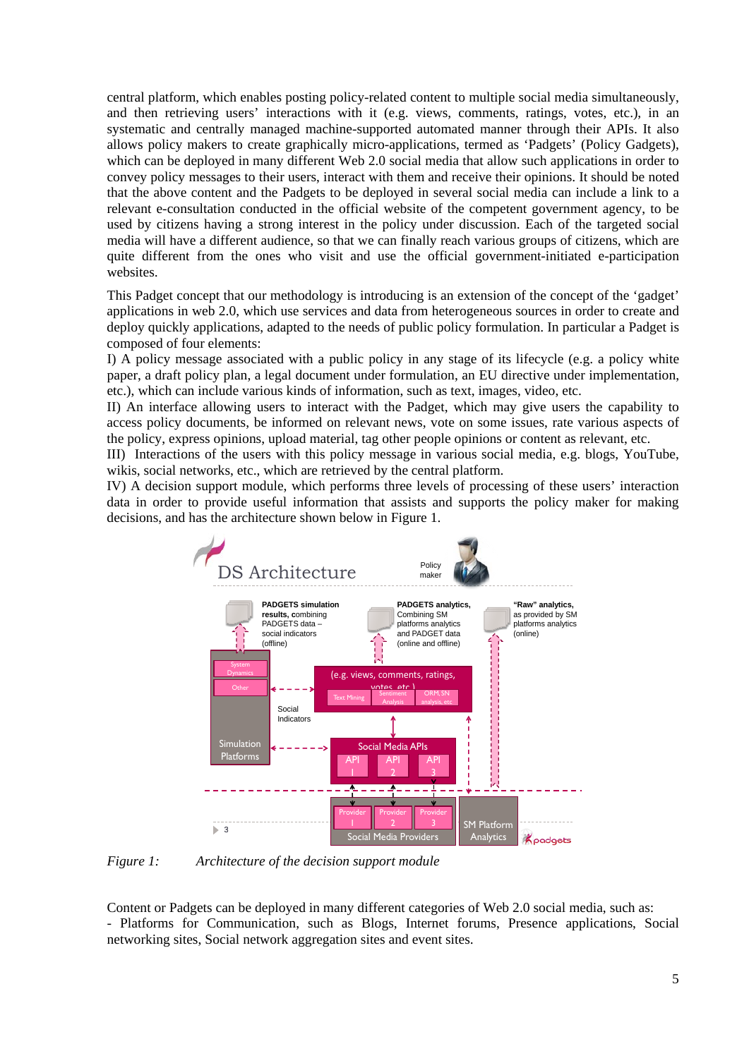central platform, which enables posting policy-related content to multiple social media simultaneously, and then retrieving users' interactions with it (e.g. views, comments, ratings, votes, etc.), in an systematic and centrally managed machine-supported automated manner through their APIs. It also allows policy makers to create graphically micro-applications, termed as 'Padgets' (Policy Gadgets), which can be deployed in many different Web 2.0 social media that allow such applications in order to convey policy messages to their users, interact with them and receive their opinions. It should be noted that the above content and the Padgets to be deployed in several social media can include a link to a relevant e-consultation conducted in the official website of the competent government agency, to be used by citizens having a strong interest in the policy under discussion. Each of the targeted social media will have a different audience, so that we can finally reach various groups of citizens, which are quite different from the ones who visit and use the official government-initiated e-participation websites.

This Padget concept that our methodology is introducing is an extension of the concept of the 'gadget' applications in web 2.0, which use services and data from heterogeneous sources in order to create and deploy quickly applications, adapted to the needs of public policy formulation. In particular a Padget is composed of four elements:

I) A policy message associated with a public policy in any stage of its lifecycle (e.g. a policy white paper, a draft policy plan, a legal document under formulation, an EU directive under implementation, etc.), which can include various kinds of information, such as text, images, video, etc.

II) An interface allowing users to interact with the Padget, which may give users the capability to access policy documents, be informed on relevant news, vote on some issues, rate various aspects of the policy, express opinions, upload material, tag other people opinions or content as relevant, etc.

III) Interactions of the users with this policy message in various social media, e.g. blogs, YouTube, wikis, social networks, etc., which are retrieved by the central platform.

IV) A decision support module, which performs three levels of processing of these users' interaction data in order to provide useful information that assists and supports the policy maker for making decisions, and has the architecture shown below in Figure 1.

DS Architecture

Policy maker

**PADGETS simulation results,** combining PADGETS data – social indicators (offline)

**PADGETS analytics,** Combining SM platforms analytics and PADGET data (online and offline)

**"Raw" analytics,** as provided by SM platforms analytics (online)

System Dynamics

Other

Simulation Platforms

(e.g. views, comments, ratings, votes, etc.)

Text Mining

Sentiment Analysis

ORM, SN analysis, etc

Social Indicators

Social Media APIs

API 1

API 2

API 3

Provider 1

Provider 2

Provider 3

Social Media Providers

SM Platform Analytics

3

padgets

*Figure 1: Architecture of the decision support module*

Content or Padgets can be deployed in many different categories of Web 2.0 social media, such as:

- Platforms for Communication, such as Blogs, Internet forums, Presence applications, Social networking sites, Social network aggregation sites and event sites.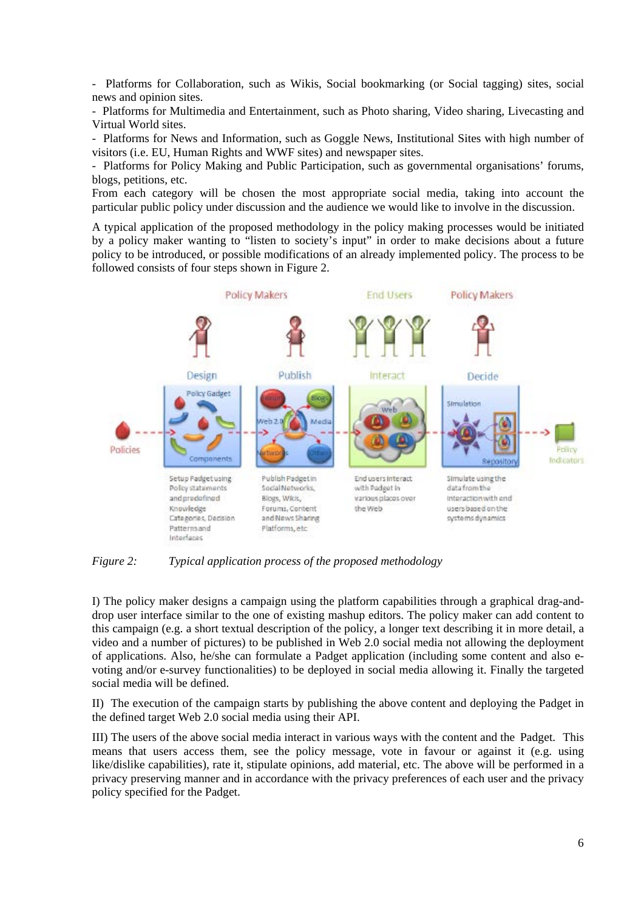- Platforms for Collaboration, such as Wikis, Social bookmarking (or Social tagging) sites, social news and opinion sites.
- Platforms for Multimedia and Entertainment, such as Photo sharing, Video sharing, Livecasting and Virtual World sites.
- Platforms for News and Information, such as Goggle News, Institutional Sites with high number of visitors (i.e. EU, Human Rights and WWF sites) and newspaper sites.
- Platforms for Policy Making and Public Participation, such as governmental organisations' forums, blogs, petitions, etc.

From each category will be chosen the most appropriate social media, taking into account the particular public policy under discussion and the audience we would like to involve in the discussion.

A typical application of the proposed methodology in the policy making processes would be initiated by a policy maker wanting to "listen to society's input" in order to make decisions about a future policy to be introduced, or possible modifications of an already implemented policy. The process to be followed consists of four steps shown in Figure 2.

*Figure 2: Typical application process of the proposed methodology*

I) The policy maker designs a campaign using the platform capabilities through a graphical drag-and-drop user interface similar to the one of existing mashup editors. The policy maker can add content to this campaign (e.g. a short textual description of the policy, a longer text describing it in more detail, a video and a number of pictures) to be published in Web 2.0 social media not allowing the deployment of applications. Also, he/she can formulate a Padget application (including some content and also e-voting and/or e-survey functionalities) to be deployed in social media allowing it. Finally the targeted social media will be defined.

II) The execution of the campaign starts by publishing the above content and deploying the Padget in the defined target Web 2.0 social media using their API.

III) The users of the above social media interact in various ways with the content and the Padget. This means that users access them, see the policy message, vote in favour or against it (e.g. using like/dislike capabilities), rate it, stipulate opinions, add material, etc. The above will be performed in a privacy preserving manner and in accordance with the privacy preferences of each user and the privacy policy specified for the Padget.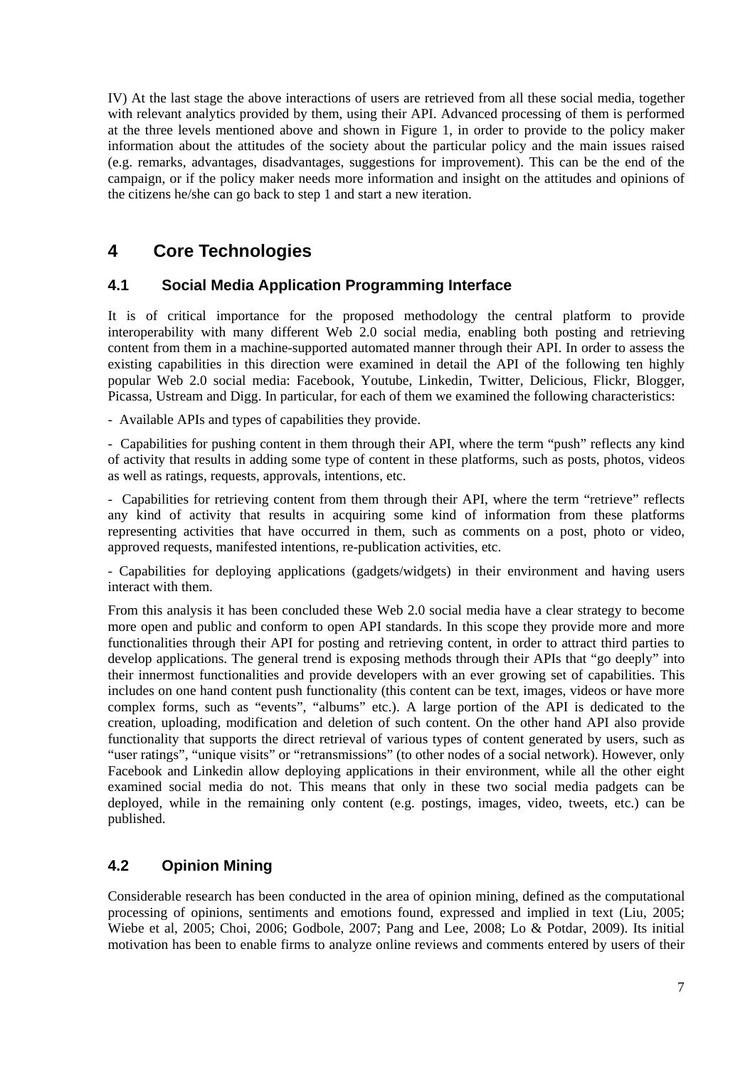IV) At the last stage the above interactions of users are retrieved from all these social media, together with relevant analytics provided by them, using their API. Advanced processing of them is performed at the three levels mentioned above and shown in Figure 1, in order to provide to the policy maker information about the attitudes of the society about the particular policy and the main issues raised (e.g. remarks, advantages, disadvantages, suggestions for improvement). This can be the end of the campaign, or if the policy maker needs more information and insight on the attitudes and opinions of the citizens he/she can go back to step 1 and start a new iteration.

# 4 Core Technologies

## 4.1 Social Media Application Programming Interface

It is of critical importance for the proposed methodology the central platform to provide interoperability with many different Web 2.0 social media, enabling both posting and retrieving content from them in a machine-supported automated manner through their API. In order to assess the existing capabilities in this direction were examined in detail the API of the following ten highly popular Web 2.0 social media: Facebook, Youtube, Linkedin, Twitter, Delicious, Flickr, Blogger, Picassa, Ustream and Digg. In particular, for each of them we examined the following characteristics:

- Available APIs and types of capabilities they provide.

- Capabilities for pushing content in them through their API, where the term "push" reflects any kind of activity that results in adding some type of content in these platforms, such as posts, photos, videos as well as ratings, requests, approvals, intentions, etc.

- Capabilities for retrieving content from them through their API, where the term "retrieve" reflects any kind of activity that results in acquiring some kind of information from these platforms representing activities that have occurred in them, such as comments on a post, photo or video, approved requests, manifested intentions, re-publication activities, etc.

- Capabilities for deploying applications (gadgets/widgets) in their environment and having users interact with them.

From this analysis it has been concluded these Web 2.0 social media have a clear strategy to become more open and public and conform to open API standards. In this scope they provide more and more functionalities through their API for posting and retrieving content, in order to attract third parties to develop applications. The general trend is exposing methods through their APIs that "go deeply" into their innermost functionalities and provide developers with an ever growing set of capabilities. This includes on one hand content push functionality (this content can be text, images, videos or have more complex forms, such as "events", "albums" etc.). A large portion of the API is dedicated to the creation, uploading, modification and deletion of such content. On the other hand API also provide functionality that supports the direct retrieval of various types of content generated by users, such as "user ratings", "unique visits" or "retransmissions" (to other nodes of a social network). However, only Facebook and Linkedin allow deploying applications in their environment, while all the other eight examined social media do not. This means that only in these two social media padgets can be deployed, while in the remaining only content (e.g. postings, images, video, tweets, etc.) can be published.

## 4.2 Opinion Mining

Considerable research has been conducted in the area of opinion mining, defined as the computational processing of opinions, sentiments and emotions found, expressed and implied in text (Liu, 2005; Wiebe et al, 2005; Choi, 2006; Godbole, 2007; Pang and Lee, 2008; Lo & Potdar, 2009). Its initial motivation has been to enable firms to analyze online reviews and comments entered by users of their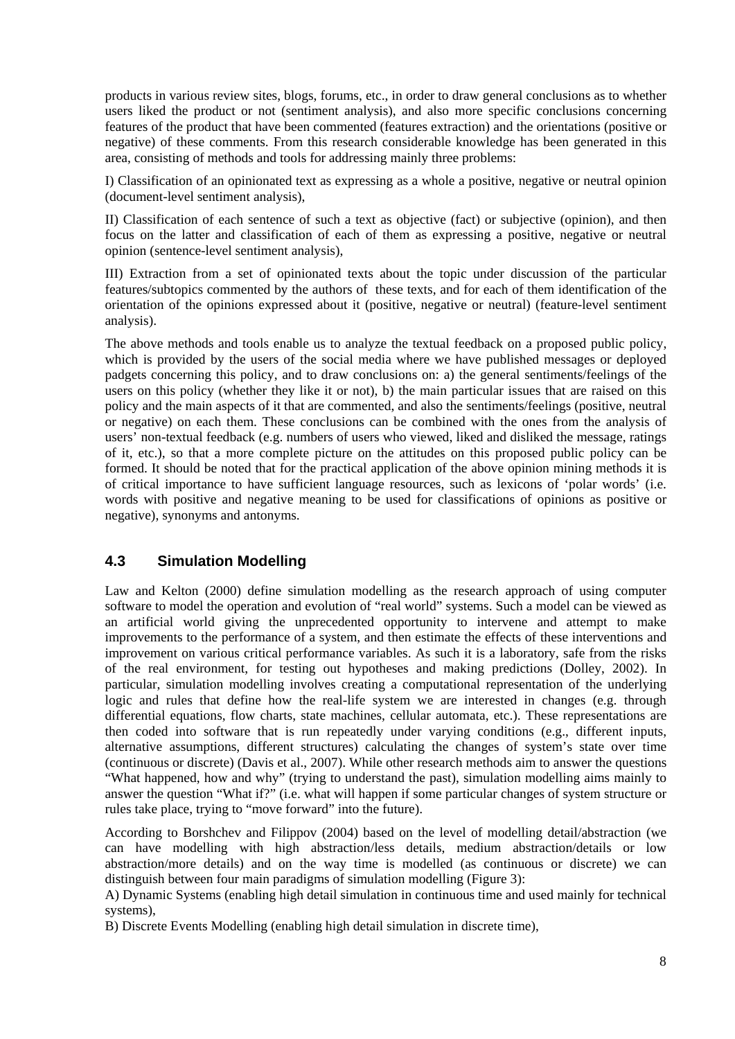products in various review sites, blogs, forums, etc., in order to draw general conclusions as to whether users liked the product or not (sentiment analysis), and also more specific conclusions concerning features of the product that have been commented (features extraction) and the orientations (positive or negative) of these comments. From this research considerable knowledge has been generated in this area, consisting of methods and tools for addressing mainly three problems:

I) Classification of an opinionated text as expressing as a whole a positive, negative or neutral opinion (document-level sentiment analysis),

II) Classification of each sentence of such a text as objective (fact) or subjective (opinion), and then focus on the latter and classification of each of them as expressing a positive, negative or neutral opinion (sentence-level sentiment analysis),

III) Extraction from a set of opinionated texts about the topic under discussion of the particular features/subtopics commented by the authors of these texts, and for each of them identification of the orientation of the opinions expressed about it (positive, negative or neutral) (feature-level sentiment analysis).

The above methods and tools enable us to analyze the textual feedback on a proposed public policy, which is provided by the users of the social media where we have published messages or deployed padgets concerning this policy, and to draw conclusions on: a) the general sentiments/feelings of the users on this policy (whether they like it or not), b) the main particular issues that are raised on this policy and the main aspects of it that are commented, and also the sentiments/feelings (positive, neutral or negative) on each them. These conclusions can be combined with the ones from the analysis of users' non-textual feedback (e.g. numbers of users who viewed, liked and disliked the message, ratings of it, etc.), so that a more complete picture on the attitudes on this proposed public policy can be formed. It should be noted that for the practical application of the above opinion mining methods it is of critical importance to have sufficient language resources, such as lexicons of 'polar words' (i.e. words with positive and negative meaning to be used for classifications of opinions as positive or negative), synonyms and antonyms.

## 4.3 Simulation Modelling

Law and Kelton (2000) define simulation modelling as the research approach of using computer software to model the operation and evolution of "real world" systems. Such a model can be viewed as an artificial world giving the unprecedented opportunity to intervene and attempt to make improvements to the performance of a system, and then estimate the effects of these interventions and improvement on various critical performance variables. As such it is a laboratory, safe from the risks of the real environment, for testing out hypotheses and making predictions (Dolley, 2002). In particular, simulation modelling involves creating a computational representation of the underlying logic and rules that define how the real-life system we are interested in changes (e.g. through differential equations, flow charts, state machines, cellular automata, etc.). These representations are then coded into software that is run repeatedly under varying conditions (e.g., different inputs, alternative assumptions, different structures) calculating the changes of system's state over time (continuous or discrete) (Davis et al., 2007). While other research methods aim to answer the questions "What happened, how and why" (trying to understand the past), simulation modelling aims mainly to answer the question "What if?" (i.e. what will happen if some particular changes of system structure or rules take place, trying to "move forward" into the future).

According to Borshchev and Filippov (2004) based on the level of modelling detail/abstraction (we can have modelling with high abstraction/less details, medium abstraction/details or low abstraction/more details) and on the way time is modelled (as continuous or discrete) we can distinguish between four main paradigms of simulation modelling (Figure 3):

A) Dynamic Systems (enabling high detail simulation in continuous time and used mainly for technical systems),

B) Discrete Events Modelling (enabling high detail simulation in discrete time),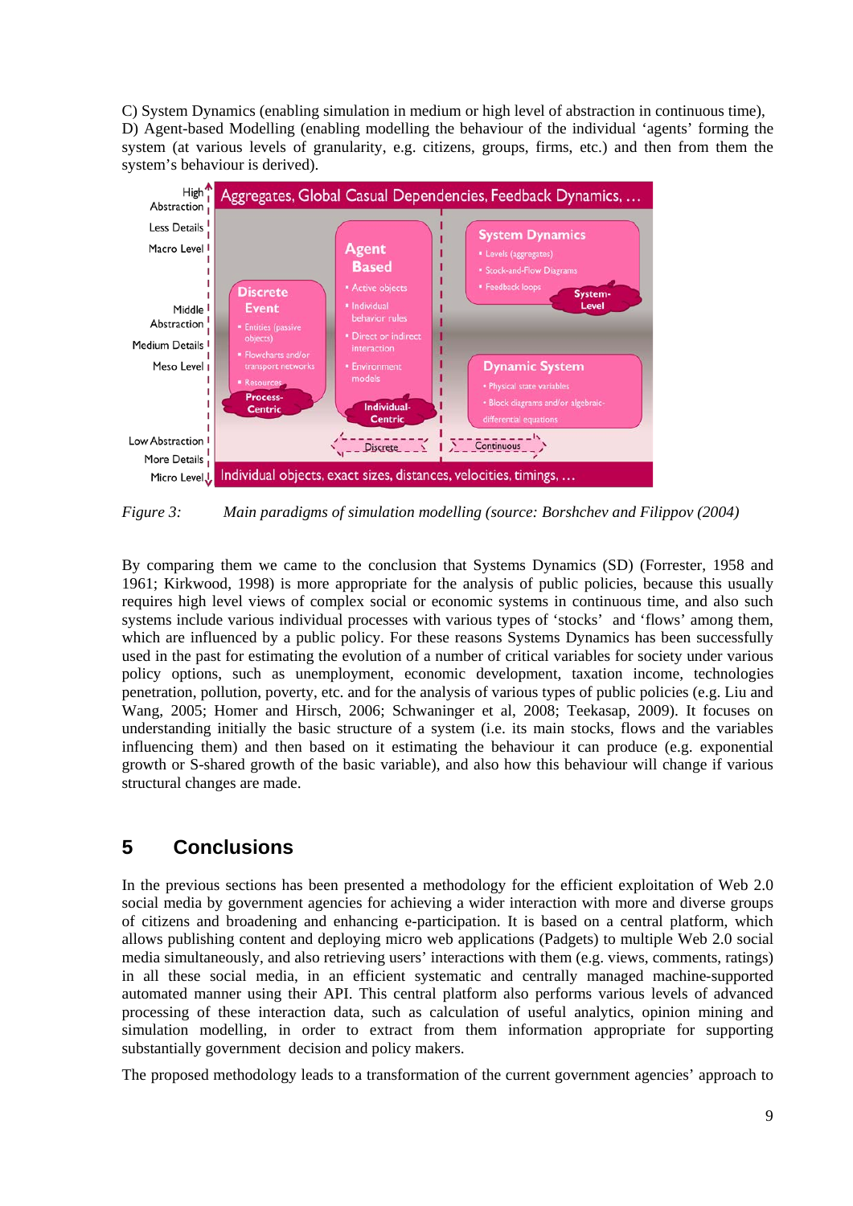C) System Dynamics (enabling simulation in medium or high level of abstraction in continuous time),
D) Agent-based Modelling (enabling modelling the behaviour of the individual 'agents' forming the system (at various levels of granularity, e.g. citizens, groups, firms, etc.) and then from them the system's behaviour is derived).

*Figure 3: Main paradigms of simulation modelling (source: Borshchev and Filippov (2004)*

By comparing them we came to the conclusion that Systems Dynamics (SD) (Forrester, 1958 and 1961; Kirkwood, 1998) is more appropriate for the analysis of public policies, because this usually requires high level views of complex social or economic systems in continuous time, and also such systems include various individual processes with various types of 'stocks' and 'flows' among them, which are influenced by a public policy. For these reasons Systems Dynamics has been successfully used in the past for estimating the evolution of a number of critical variables for society under various policy options, such as unemployment, economic development, taxation income, technologies penetration, pollution, poverty, etc. and for the analysis of various types of public policies (e.g. Liu and Wang, 2005; Homer and Hirsch, 2006; Schwaninger et al, 2008; Teekasap, 2009). It focuses on understanding initially the basic structure of a system (i.e. its main stocks, flows and the variables influencing them) and then based on it estimating the behaviour it can produce (e.g. exponential growth or S-shared growth of the basic variable), and also how this behaviour will change if various structural changes are made.

# 5 Conclusions

In the previous sections has been presented a methodology for the efficient exploitation of Web 2.0 social media by government agencies for achieving a wider interaction with more and diverse groups of citizens and broadening and enhancing e-participation. It is based on a central platform, which allows publishing content and deploying micro web applications (Padgets) to multiple Web 2.0 social media simultaneously, and also retrieving users' interactions with them (e.g. views, comments, ratings) in all these social media, in an efficient systematic and centrally managed machine-supported automated manner using their API. This central platform also performs various levels of advanced processing of these interaction data, such as calculation of useful analytics, opinion mining and simulation modelling, in order to extract from them information appropriate for supporting substantially government decision and policy makers.

The proposed methodology leads to a transformation of the current government agencies' approach to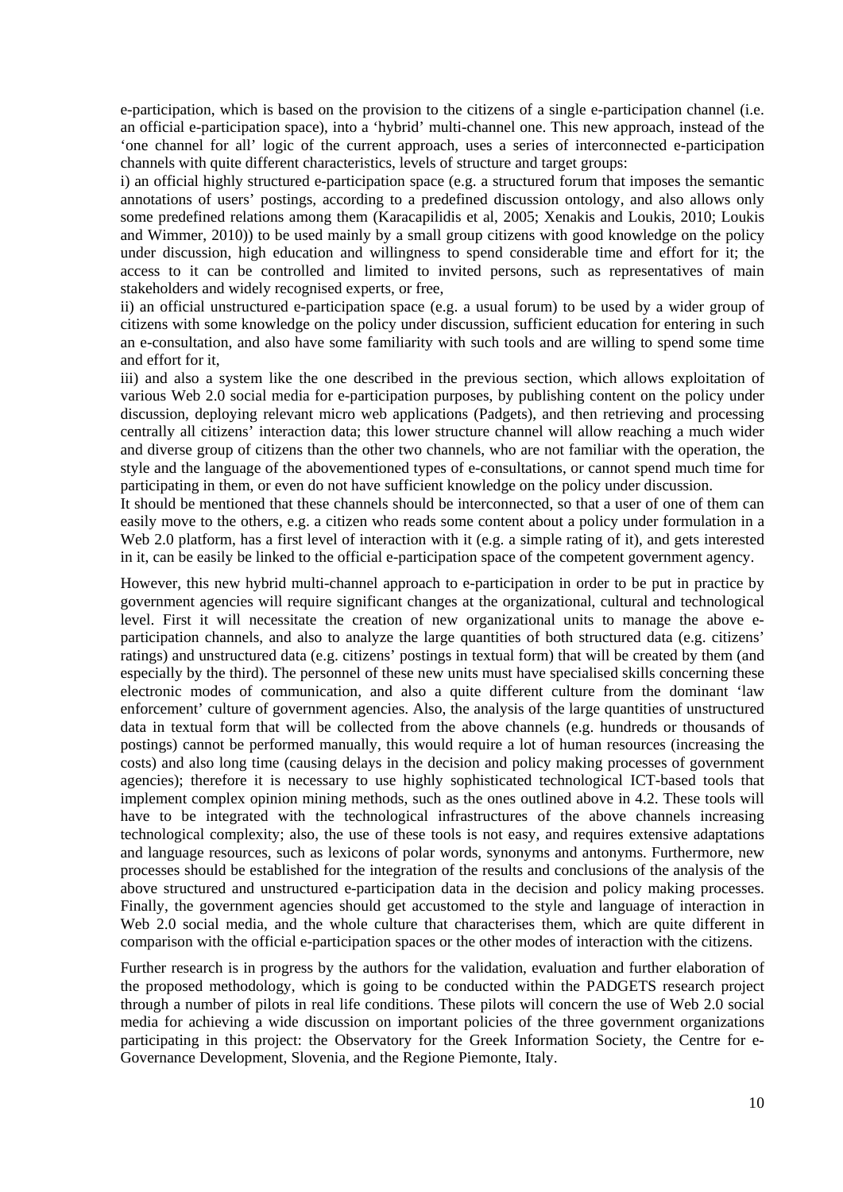e-participation, which is based on the provision to the citizens of a single e-participation channel (i.e. an official e-participation space), into a 'hybrid' multi-channel one. This new approach, instead of the 'one channel for all' logic of the current approach, uses a series of interconnected e-participation channels with quite different characteristics, levels of structure and target groups:

i) an official highly structured e-participation space (e.g. a structured forum that imposes the semantic annotations of users' postings, according to a predefined discussion ontology, and also allows only some predefined relations among them (Karacapilidis et al, 2005; Xenakis and Loukis, 2010; Loukis and Wimmer, 2010)) to be used mainly by a small group citizens with good knowledge on the policy under discussion, high education and willingness to spend considerable time and effort for it; the access to it can be controlled and limited to invited persons, such as representatives of main stakeholders and widely recognised experts, or free,

ii) an official unstructured e-participation space (e.g. a usual forum) to be used by a wider group of citizens with some knowledge on the policy under discussion, sufficient education for entering in such an e-consultation, and also have some familiarity with such tools and are willing to spend some time and effort for it,

iii) and also a system like the one described in the previous section, which allows exploitation of various Web 2.0 social media for e-participation purposes, by publishing content on the policy under discussion, deploying relevant micro web applications (Padgets), and then retrieving and processing centrally all citizens' interaction data; this lower structure channel will allow reaching a much wider and diverse group of citizens than the other two channels, who are not familiar with the operation, the style and the language of the abovementioned types of e-consultations, or cannot spend much time for participating in them, or even do not have sufficient knowledge on the policy under discussion.

It should be mentioned that these channels should be interconnected, so that a user of one of them can easily move to the others, e.g. a citizen who reads some content about a policy under formulation in a Web 2.0 platform, has a first level of interaction with it (e.g. a simple rating of it), and gets interested in it, can be easily be linked to the official e-participation space of the competent government agency.

However, this new hybrid multi-channel approach to e-participation in order to be put in practice by government agencies will require significant changes at the organizational, cultural and technological level. First it will necessitate the creation of new organizational units to manage the above e-participation channels, and also to analyze the large quantities of both structured data (e.g. citizens' ratings) and unstructured data (e.g. citizens' postings in textual form) that will be created by them (and especially by the third). The personnel of these new units must have specialised skills concerning these electronic modes of communication, and also a quite different culture from the dominant 'law enforcement' culture of government agencies. Also, the analysis of the large quantities of unstructured data in textual form that will be collected from the above channels (e.g. hundreds or thousands of postings) cannot be performed manually, this would require a lot of human resources (increasing the costs) and also long time (causing delays in the decision and policy making processes of government agencies); therefore it is necessary to use highly sophisticated technological ICT-based tools that implement complex opinion mining methods, such as the ones outlined above in 4.2. These tools will have to be integrated with the technological infrastructures of the above channels increasing technological complexity; also, the use of these tools is not easy, and requires extensive adaptations and language resources, such as lexicons of polar words, synonyms and antonyms. Furthermore, new processes should be established for the integration of the results and conclusions of the analysis of the above structured and unstructured e-participation data in the decision and policy making processes. Finally, the government agencies should get accustomed to the style and language of interaction in Web 2.0 social media, and the whole culture that characterises them, which are quite different in comparison with the official e-participation spaces or the other modes of interaction with the citizens.

Further research is in progress by the authors for the validation, evaluation and further elaboration of the proposed methodology, which is going to be conducted within the PADGETS research project through a number of pilots in real life conditions. These pilots will concern the use of Web 2.0 social media for achieving a wide discussion on important policies of the three government organizations participating in this project: the Observatory for the Greek Information Society, the Centre for e-Governance Development, Slovenia, and the Regione Piemonte, Italy.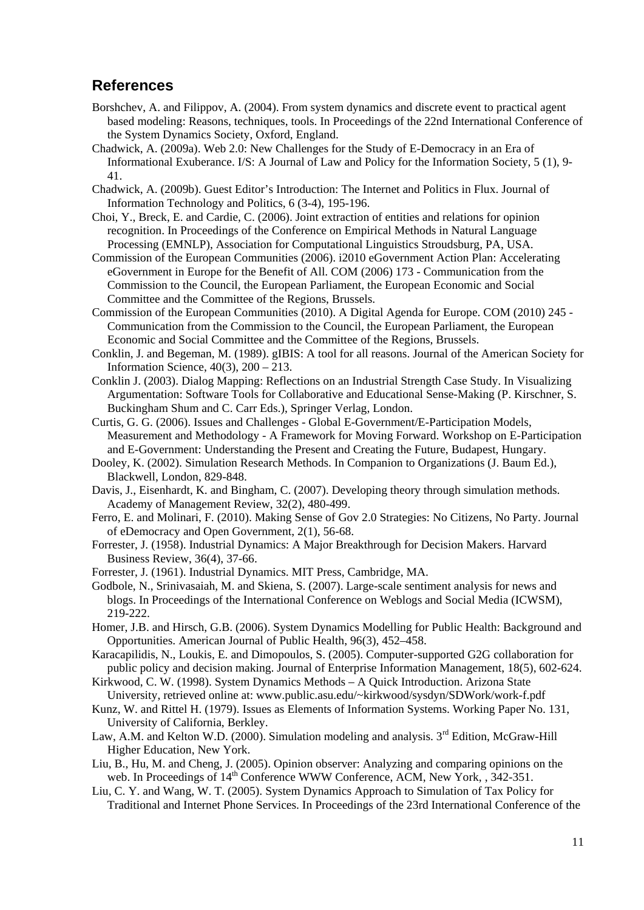## References

Borshchev, A. and Filippov, A. (2004). From system dynamics and discrete event to practical agent based modeling: Reasons, techniques, tools. In Proceedings of the 22nd International Conference of the System Dynamics Society, Oxford, England.

Chadwick, A. (2009a). Web 2.0: New Challenges for the Study of E-Democracy in an Era of Informational Exuberance. I/S: A Journal of Law and Policy for the Information Society, 5 (1), 9-41.

Chadwick, A. (2009b). Guest Editor's Introduction: The Internet and Politics in Flux. Journal of Information Technology and Politics, 6 (3-4), 195-196.

Choi, Y., Breck, E. and Cardie, C. (2006). Joint extraction of entities and relations for opinion recognition. In Proceedings of the Conference on Empirical Methods in Natural Language Processing (EMNLP), Association for Computational Linguistics Stroudsburg, PA, USA.

Commission of the European Communities (2006). i2010 eGovernment Action Plan: Accelerating eGovernment in Europe for the Benefit of All. COM (2006) 173 - Communication from the Commission to the Council, the European Parliament, the European Economic and Social Committee and the Committee of the Regions, Brussels.

Commission of the European Communities (2010). A Digital Agenda for Europe. COM (2010) 245 - Communication from the Commission to the Council, the European Parliament, the European Economic and Social Committee and the Committee of the Regions, Brussels.

Conklin, J. and Begeman, M. (1989). gIBIS: A tool for all reasons. Journal of the American Society for Information Science, 40(3), 200 – 213.

Conklin J. (2003). Dialog Mapping: Reflections on an Industrial Strength Case Study. In Visualizing Argumentation: Software Tools for Collaborative and Educational Sense-Making (P. Kirschner, S. Buckingham Shum and C. Carr Eds.), Springer Verlag, London.

Curtis, G. G. (2006). Issues and Challenges - Global E-Government/E-Participation Models, Measurement and Methodology - A Framework for Moving Forward. Workshop on E-Participation and E-Government: Understanding the Present and Creating the Future, Budapest, Hungary.

Dooley, K. (2002). Simulation Research Methods. In Companion to Organizations (J. Baum Ed.), Blackwell, London, 829-848.

Davis, J., Eisenhardt, K. and Bingham, C. (2007). Developing theory through simulation methods. Academy of Management Review, 32(2), 480-499.

Ferro, E. and Molinari, F. (2010). Making Sense of Gov 2.0 Strategies: No Citizens, No Party. Journal of eDemocracy and Open Government, 2(1), 56-68.

Forrester, J. (1958). Industrial Dynamics: A Major Breakthrough for Decision Makers. Harvard Business Review, 36(4), 37-66.

Forrester, J. (1961). Industrial Dynamics. MIT Press, Cambridge, MA.

Godbole, N., Srinivasaiah, M. and Skiena, S. (2007). Large-scale sentiment analysis for news and blogs. In Proceedings of the International Conference on Weblogs and Social Media (ICWSM), 219-222.

Homer, J.B. and Hirsch, G.B. (2006). System Dynamics Modelling for Public Health: Background and Opportunities. American Journal of Public Health, 96(3), 452–458.

Karacapilidis, N., Loukis, E. and Dimopoulos, S. (2005). Computer-supported G2G collaboration for public policy and decision making. Journal of Enterprise Information Management, 18(5), 602-624.

Kirkwood, C. W. (1998). System Dynamics Methods – A Quick Introduction. Arizona State University, retrieved online at: www.public.asu.edu/~kirkwood/sysdyn/SDWork/work-f.pdf

Kunz, W. and Rittel H. (1979). Issues as Elements of Information Systems. Working Paper No. 131, University of California, Berkley.

Law, A.M. and Kelton W.D. (2000). Simulation modeling and analysis. 3rd Edition, McGraw-Hill Higher Education, New York.

Liu, B., Hu, M. and Cheng, J. (2005). Opinion observer: Analyzing and comparing opinions on the web. In Proceedings of 14th Conference WWW Conference, ACM, New York, , 342-351.

Liu, C. Y. and Wang, W. T. (2005). System Dynamics Approach to Simulation of Tax Policy for Traditional and Internet Phone Services. In Proceedings of the 23rd International Conference of the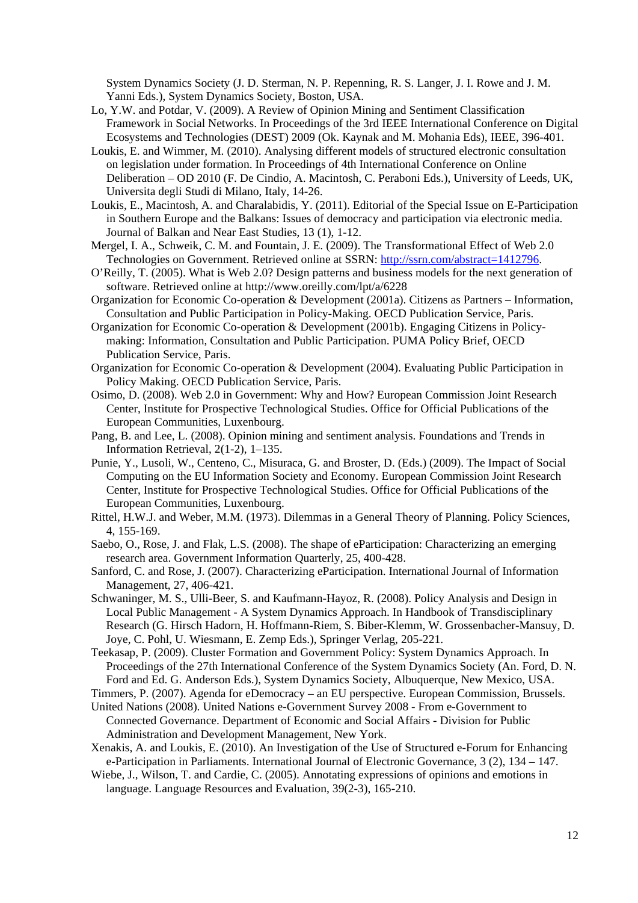System Dynamics Society (J. D. Sterman, N. P. Repenning, R. S. Langer, J. I. Rowe and J. M. Yanni Eds.), System Dynamics Society, Boston, USA.

Lo, Y.W. and Potdar, V. (2009). A Review of Opinion Mining and Sentiment Classification Framework in Social Networks. In Proceedings of the 3rd IEEE International Conference on Digital Ecosystems and Technologies (DEST) 2009 (Ok. Kaynak and M. Mohania Eds), IEEE, 396-401.

Loukis, E. and Wimmer, M. (2010). Analysing different models of structured electronic consultation on legislation under formation. In Proceedings of 4th International Conference on Online Deliberation – OD 2010 (F. De Cindio, A. Macintosh, C. Peraboni Eds.), University of Leeds, UK, Universita degli Studi di Milano, Italy, 14-26.

Loukis, E., Macintosh, A. and Charalabidis, Y. (2011). Editorial of the Special Issue on E-Participation in Southern Europe and the Balkans: Issues of democracy and participation via electronic media. Journal of Balkan and Near East Studies, 13 (1), 1-12.

Mergel, I. A., Schweik, C. M. and Fountain, J. E. (2009). The Transformational Effect of Web 2.0 Technologies on Government. Retrieved online at SSRN: http://ssrn.com/abstract=1412796.

O'Reilly, T. (2005). What is Web 2.0? Design patterns and business models for the next generation of software. Retrieved online at http://www.oreilly.com/lpt/a/6228

Organization for Economic Co-operation & Development (2001a). Citizens as Partners – Information, Consultation and Public Participation in Policy-Making. OECD Publication Service, Paris.

Organization for Economic Co-operation & Development (2001b). Engaging Citizens in Policy-making: Information, Consultation and Public Participation. PUMA Policy Brief, OECD Publication Service, Paris.

Organization for Economic Co-operation & Development (2004). Evaluating Public Participation in Policy Making. OECD Publication Service, Paris.

Osimo, D. (2008). Web 2.0 in Government: Why and How? European Commission Joint Research Center, Institute for Prospective Technological Studies. Office for Official Publications of the European Communities, Luxenbourg.

Pang, B. and Lee, L. (2008). Opinion mining and sentiment analysis. Foundations and Trends in Information Retrieval, 2(1-2), 1–135.

Punie, Y., Lusoli, W., Centeno, C., Misuraca, G. and Broster, D. (Eds.) (2009). The Impact of Social Computing on the EU Information Society and Economy. European Commission Joint Research Center, Institute for Prospective Technological Studies. Office for Official Publications of the European Communities, Luxenbourg.

Rittel, H.W.J. and Weber, M.M. (1973). Dilemmas in a General Theory of Planning. Policy Sciences, 4, 155-169.

Saebo, O., Rose, J. and Flak, L.S. (2008). The shape of eParticipation: Characterizing an emerging research area. Government Information Quarterly, 25, 400-428.

Sanford, C. and Rose, J. (2007). Characterizing eParticipation. International Journal of Information Management, 27, 406-421.

Schwaninger, M. S., Ulli-Beer, S. and Kaufmann-Hayoz, R. (2008). Policy Analysis and Design in Local Public Management - A System Dynamics Approach. In Handbook of Transdisciplinary Research (G. Hirsch Hadorn, H. Hoffmann-Riem, S. Biber-Klemm, W. Grossenbacher-Mansuy, D. Joye, C. Pohl, U. Wiesmann, E. Zemp Eds.), Springer Verlag, 205-221.

Teekasap, P. (2009). Cluster Formation and Government Policy: System Dynamics Approach. In Proceedings of the 27th International Conference of the System Dynamics Society (An. Ford, D. N. Ford and Ed. G. Anderson Eds.), System Dynamics Society, Albuquerque, New Mexico, USA.

Timmers, P. (2007). Agenda for eDemocracy – an EU perspective. European Commission, Brussels.

United Nations (2008). United Nations e-Government Survey 2008 - From e-Government to Connected Governance. Department of Economic and Social Affairs - Division for Public Administration and Development Management, New York.

Xenakis, A. and Loukis, E. (2010). An Investigation of the Use of Structured e-Forum for Enhancing e-Participation in Parliaments. International Journal of Electronic Governance, 3 (2), 134 – 147.

Wiebe, J., Wilson, T. and Cardie, C. (2005). Annotating expressions of opinions and emotions in language. Language Resources and Evaluation, 39(2-3), 165-210.